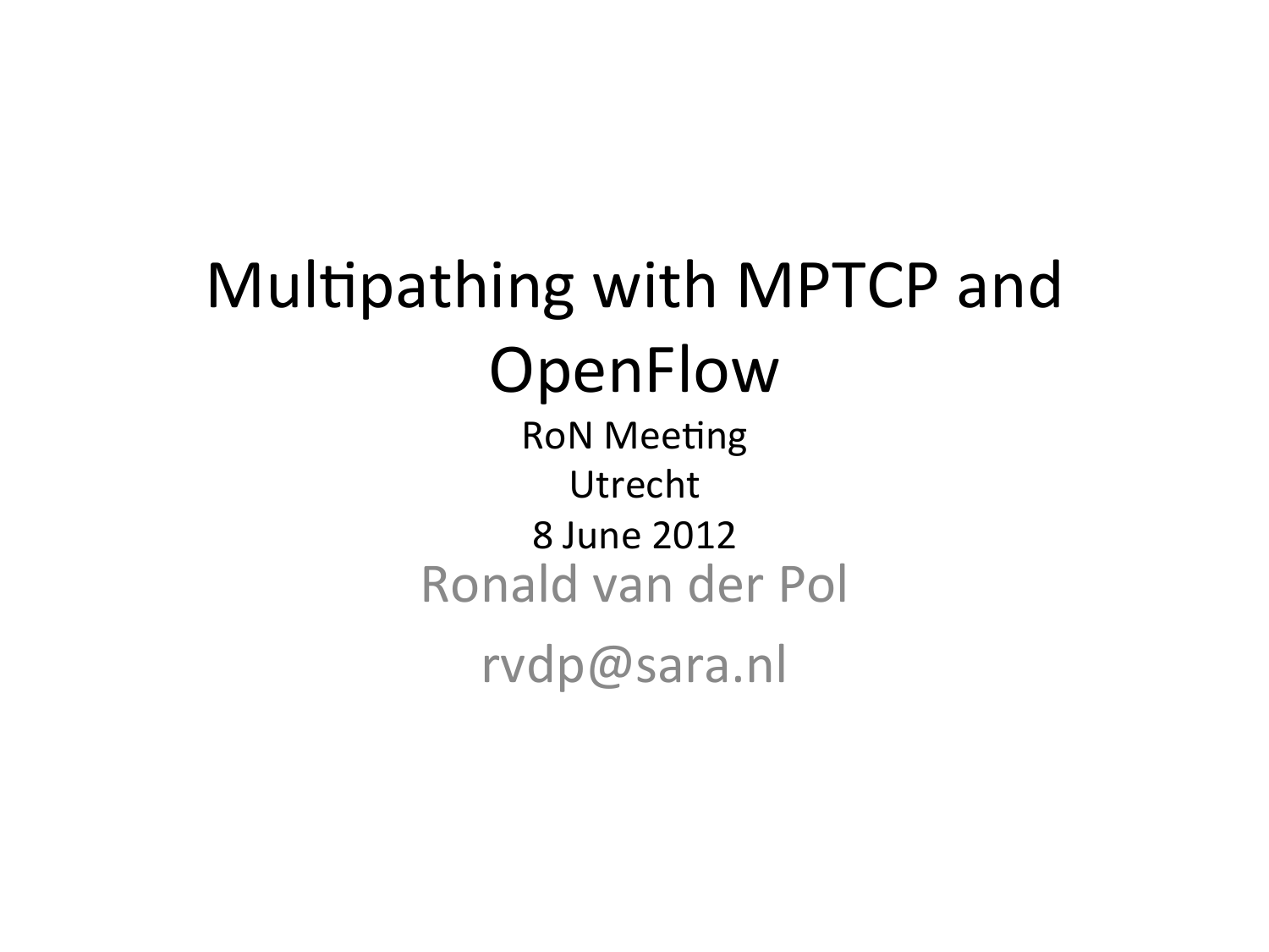# Multipathing with MPTCP and OpenFlow

RoN Meeting

Utrecht

8 June 2012

Ronald van der Pol

rvdp@sara.nl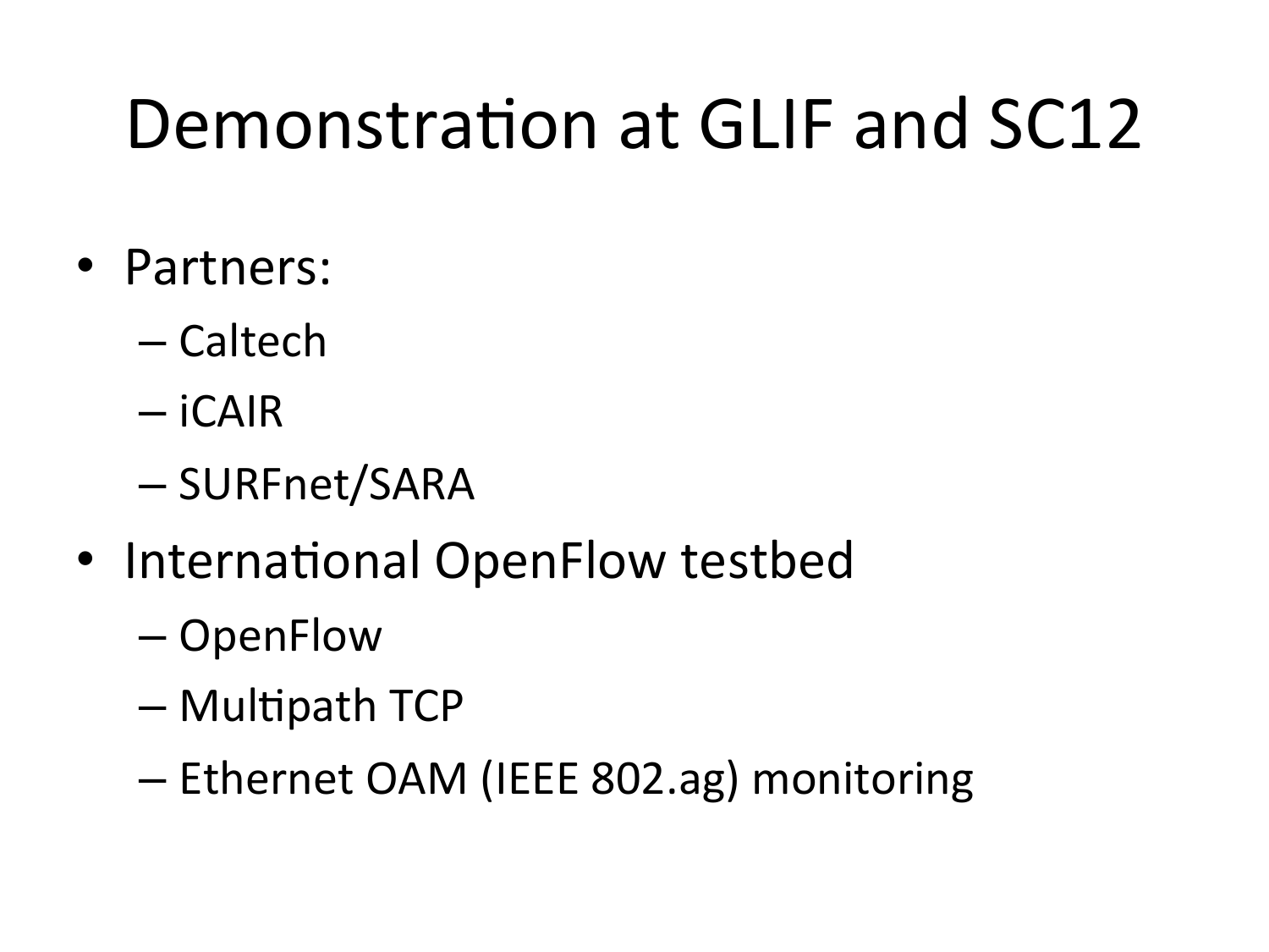# Demonstration at GLIF and SC12

- Partners:
  - Caltech
  - iCAIR
  - SURFnet/SARA
- International OpenFlow testbed
  - OpenFlow
  - Multipath TCP
  - Ethernet OAM (IEEE 802.ag) monitoring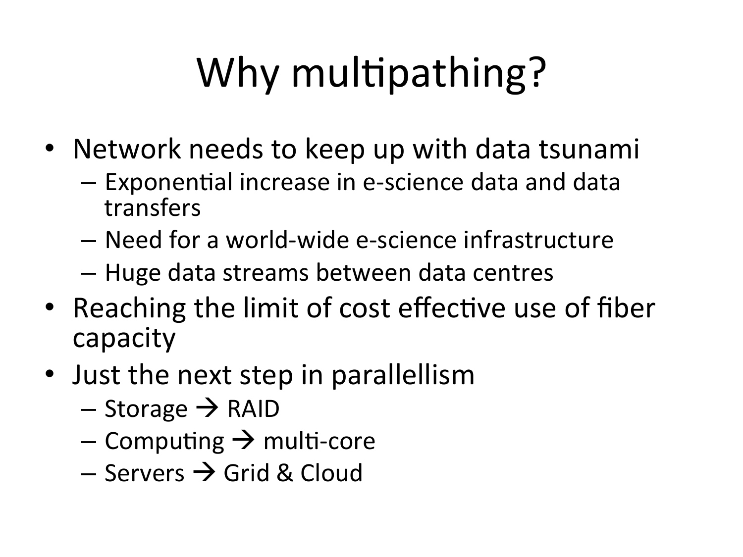# Why multipathing?

- Network needs to keep up with data tsunami
  - Exponential increase in e-science data and data transfers
  - Need for a world-wide e-science infrastructure
  - Huge data streams between data centres
- Reaching the limit of cost effective use of fiber capacity
- Just the next step in parallellism
  - Storage → RAID
  - Computing → multi-core
  - Servers → Grid & Cloud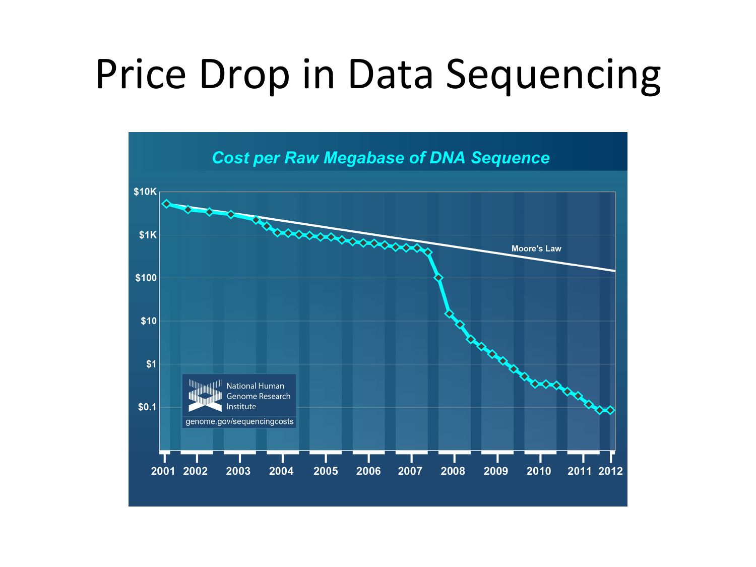# Price Drop in Data Sequencing

Cost per Raw Megabase of DNA Sequence

$10K
$1K
$100
$10
$1
$0.1

2001 2002 2003 2004 2005 2006 2007 2008 2009 2010 2011 2012

Moore's Law

National Human Genome Research Institute

genome.gov/sequencingcosts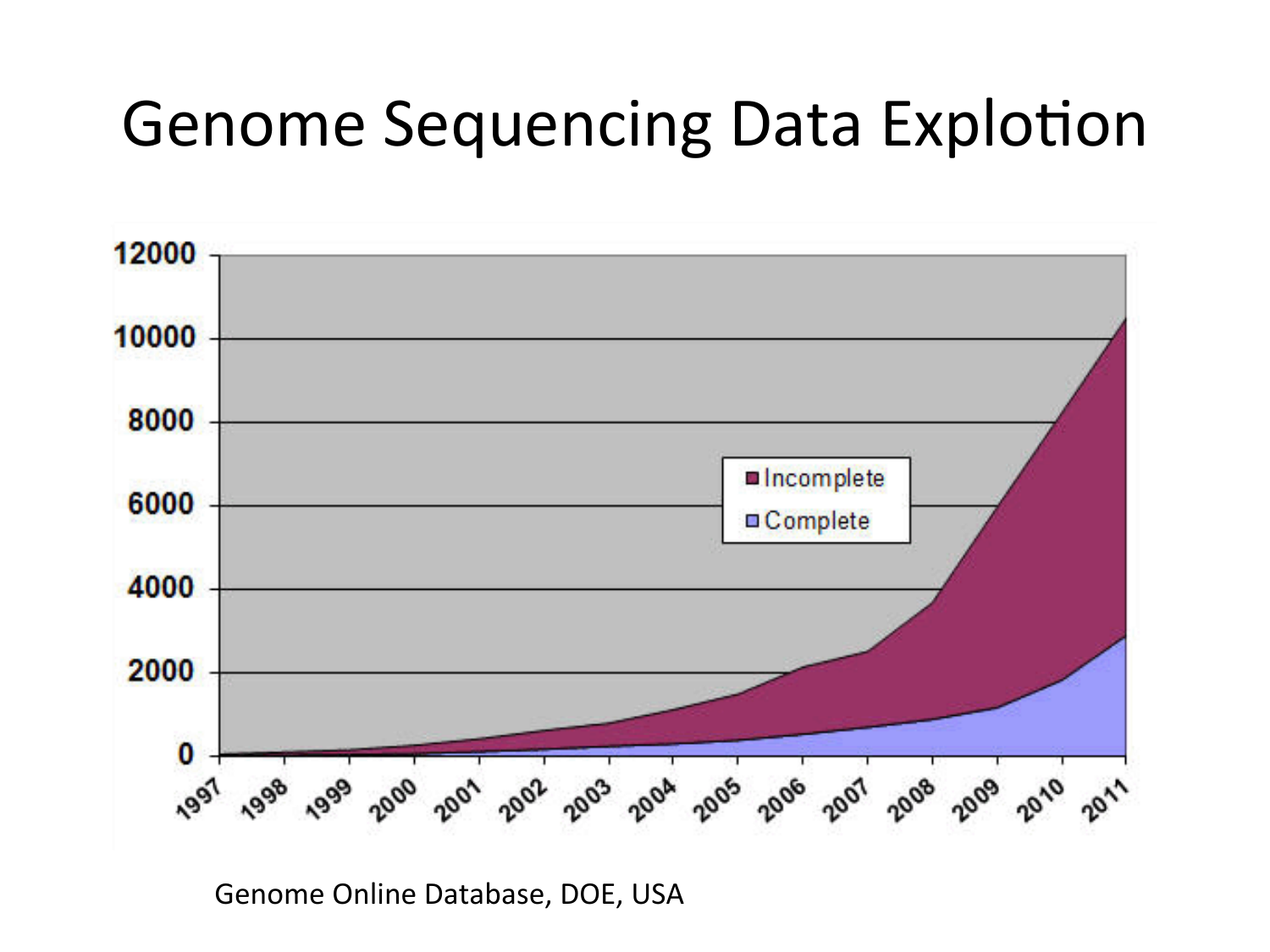# Genome Sequencing Data Explotion

Genome Online Database, DOE, USA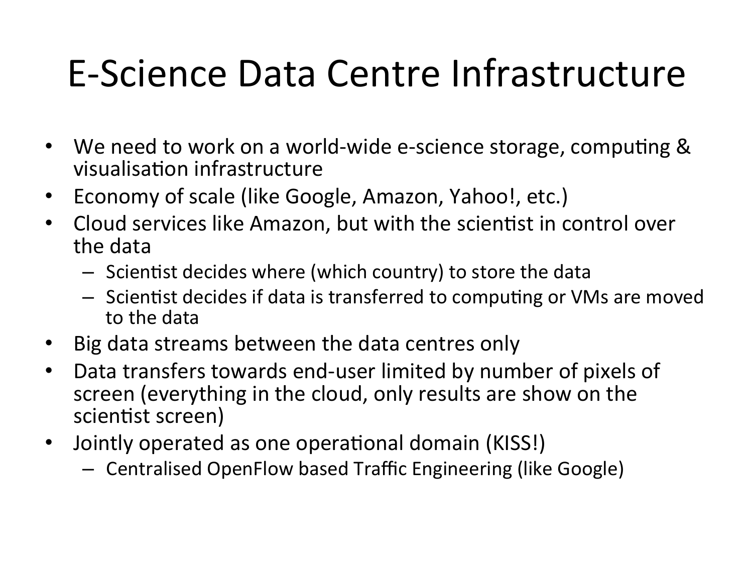# E-Science Data Centre Infrastructure

- We need to work on a world-wide e-science storage, computing & visualisation infrastructure
- Economy of scale (like Google, Amazon, Yahoo!, etc.)
- Cloud services like Amazon, but with the scientist in control over the data
  - Scientist decides where (which country) to store the data
  - Scientist decides if data is transferred to computing or VMs are moved to the data
- Big data streams between the data centres only
- Data transfers towards end-user limited by number of pixels of screen (everything in the cloud, only results are show on the scientist screen)
- Jointly operated as one operational domain (KISS!)
  - Centralised OpenFlow based Traffic Engineering (like Google)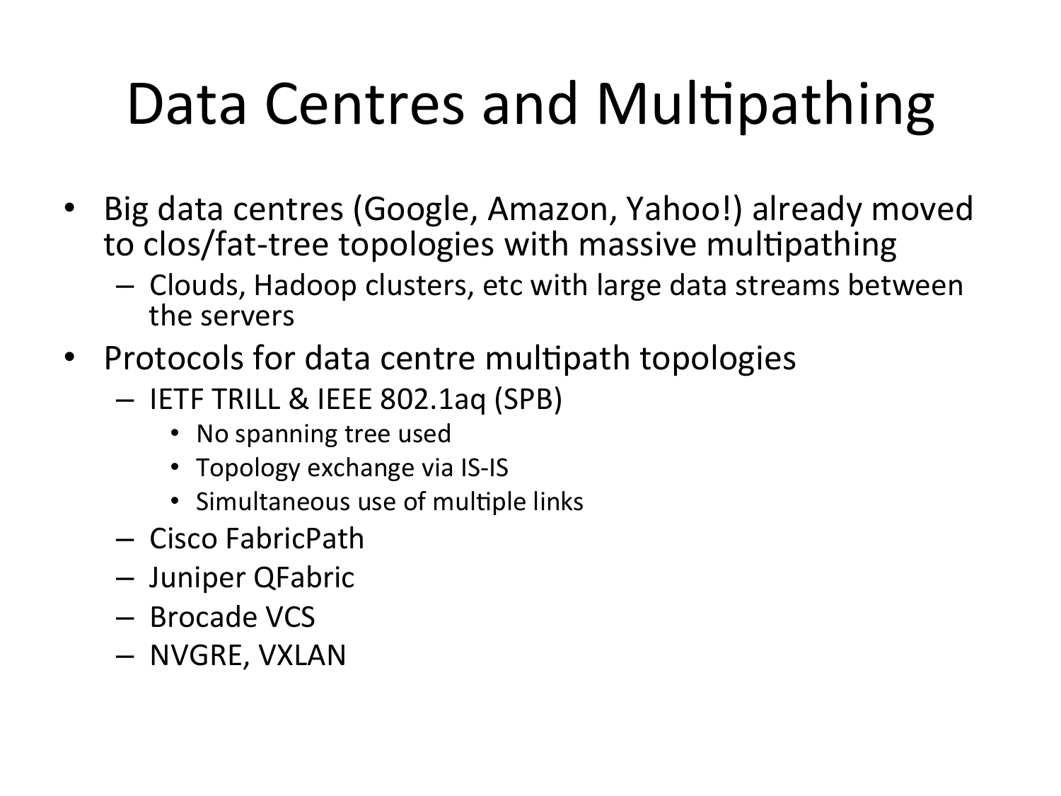# Data Centres and Multipathing

- Big data centres (Google, Amazon, Yahoo!) already moved to clos/fat-tree topologies with massive multipathing
  - Clouds, Hadoop clusters, etc with large data streams between the servers
- Protocols for data centre multipath topologies
  - IETF TRILL & IEEE 802.1aq (SPB)
    - No spanning tree used
    - Topology exchange via IS-IS
    - Simultaneous use of multiple links
  - Cisco FabricPath
  - Juniper QFabric
  - Brocade VCS
  - NVGRE, VXLAN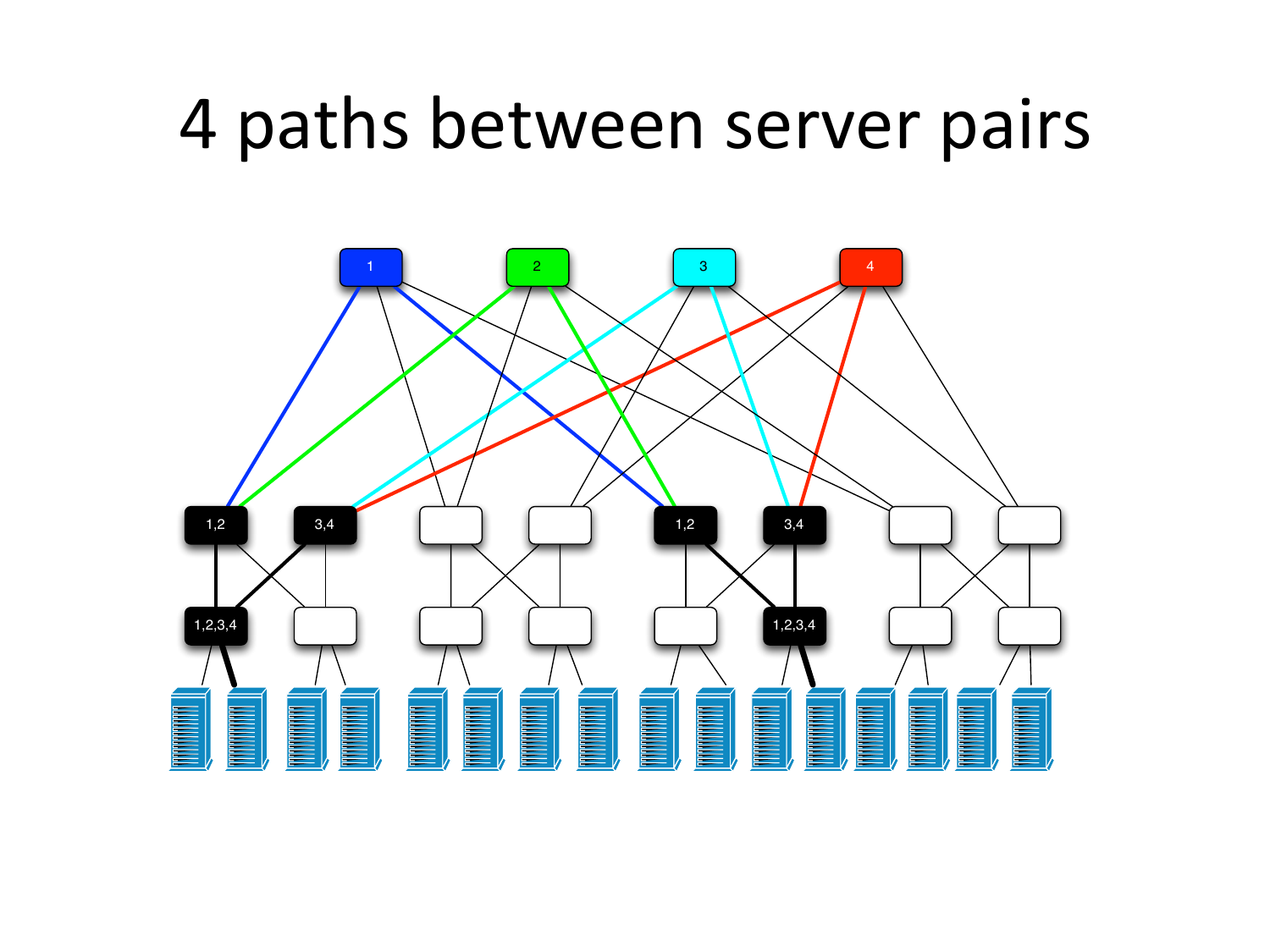# 4 paths between server pairs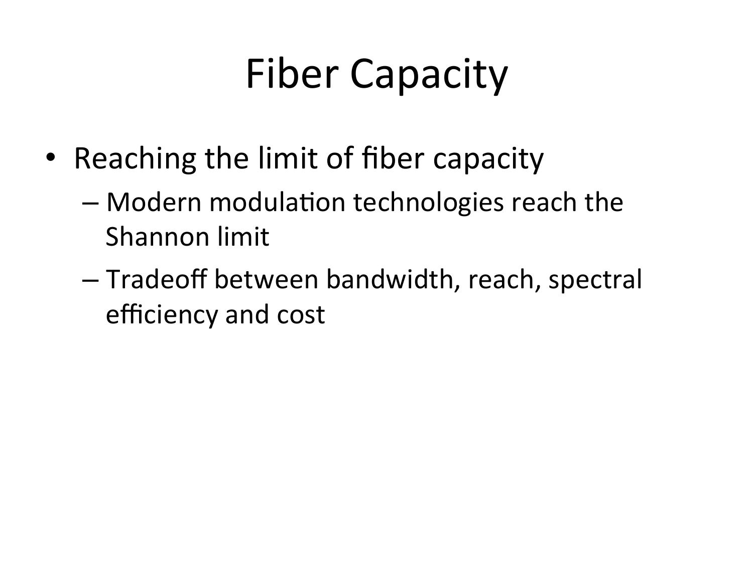# Fiber Capacity

- Reaching the limit of fiber capacity
  - Modern modulation technologies reach the Shannon limit
  - Tradeoff between bandwidth, reach, spectral efficiency and cost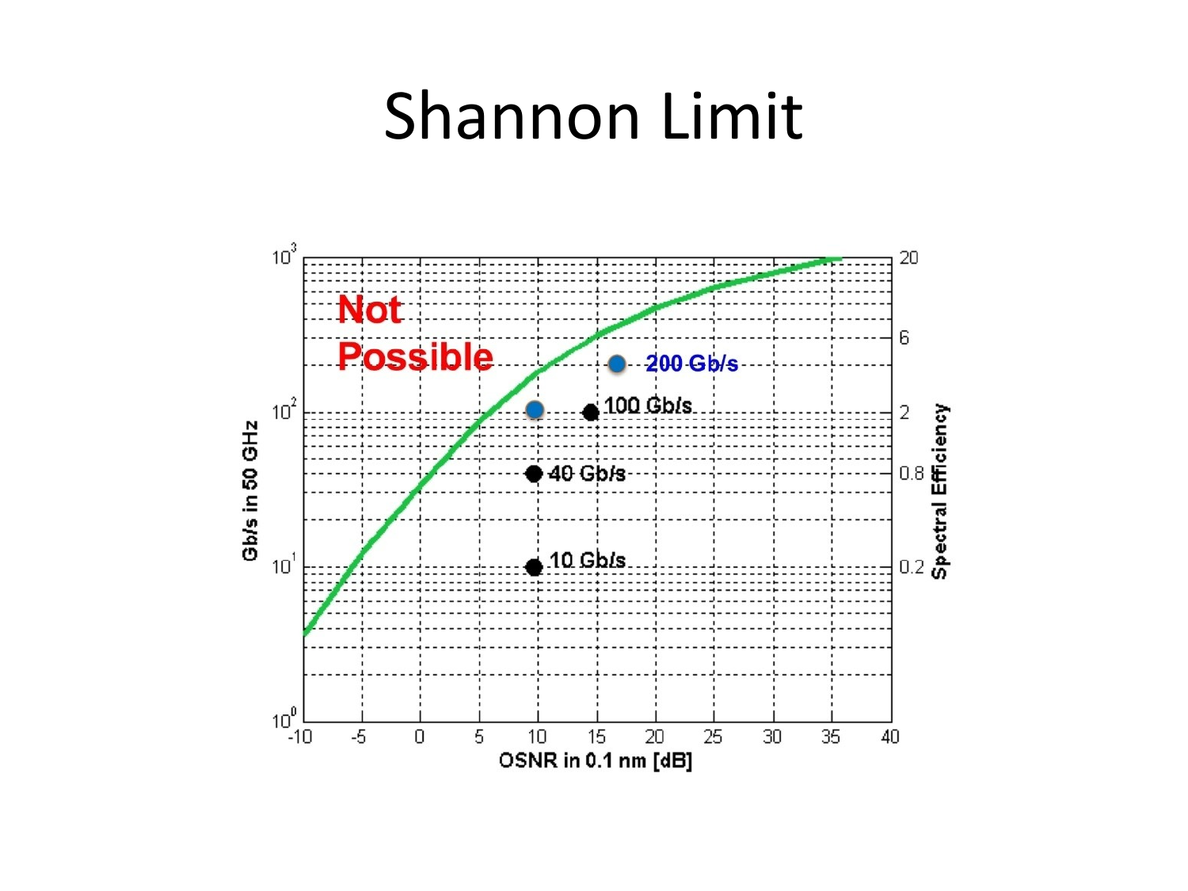# Shannon Limit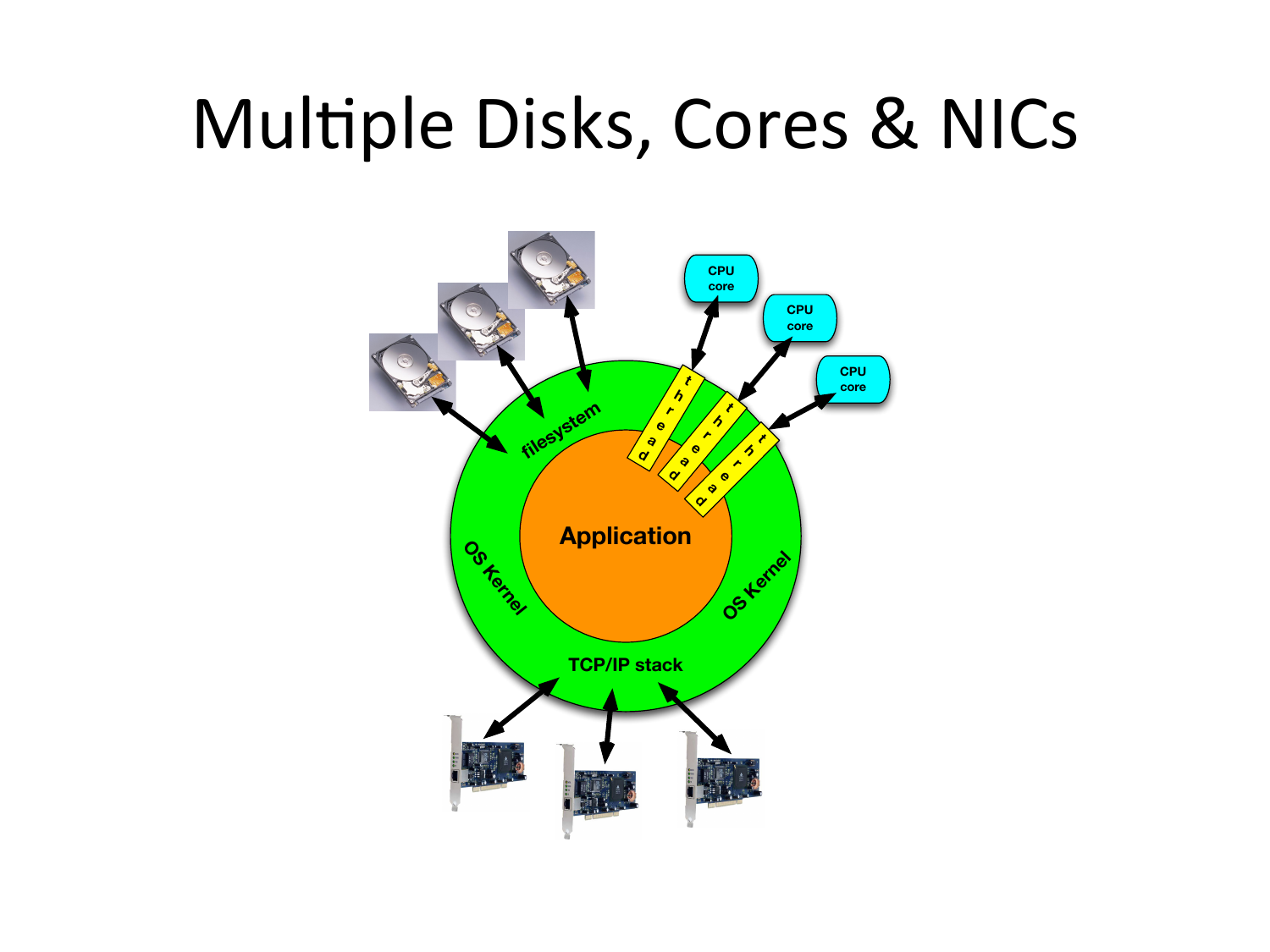# Multiple Disks, Cores & NICs

filesystem

CPU core

CPU core

CPU core

thread

thread

thread

Application

OS Kernel

OS Kernel

TCP/IP stack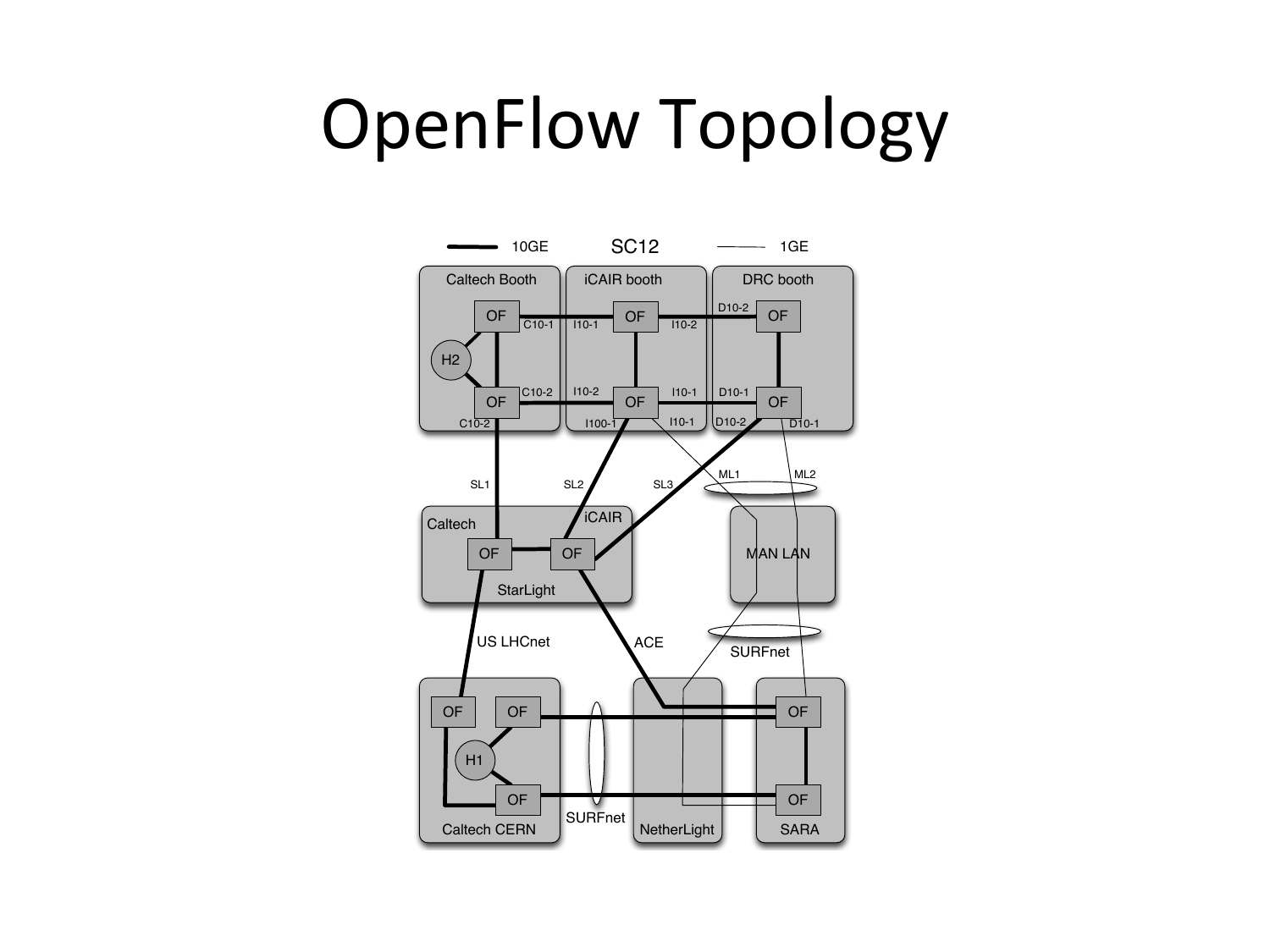# OpenFlow Topology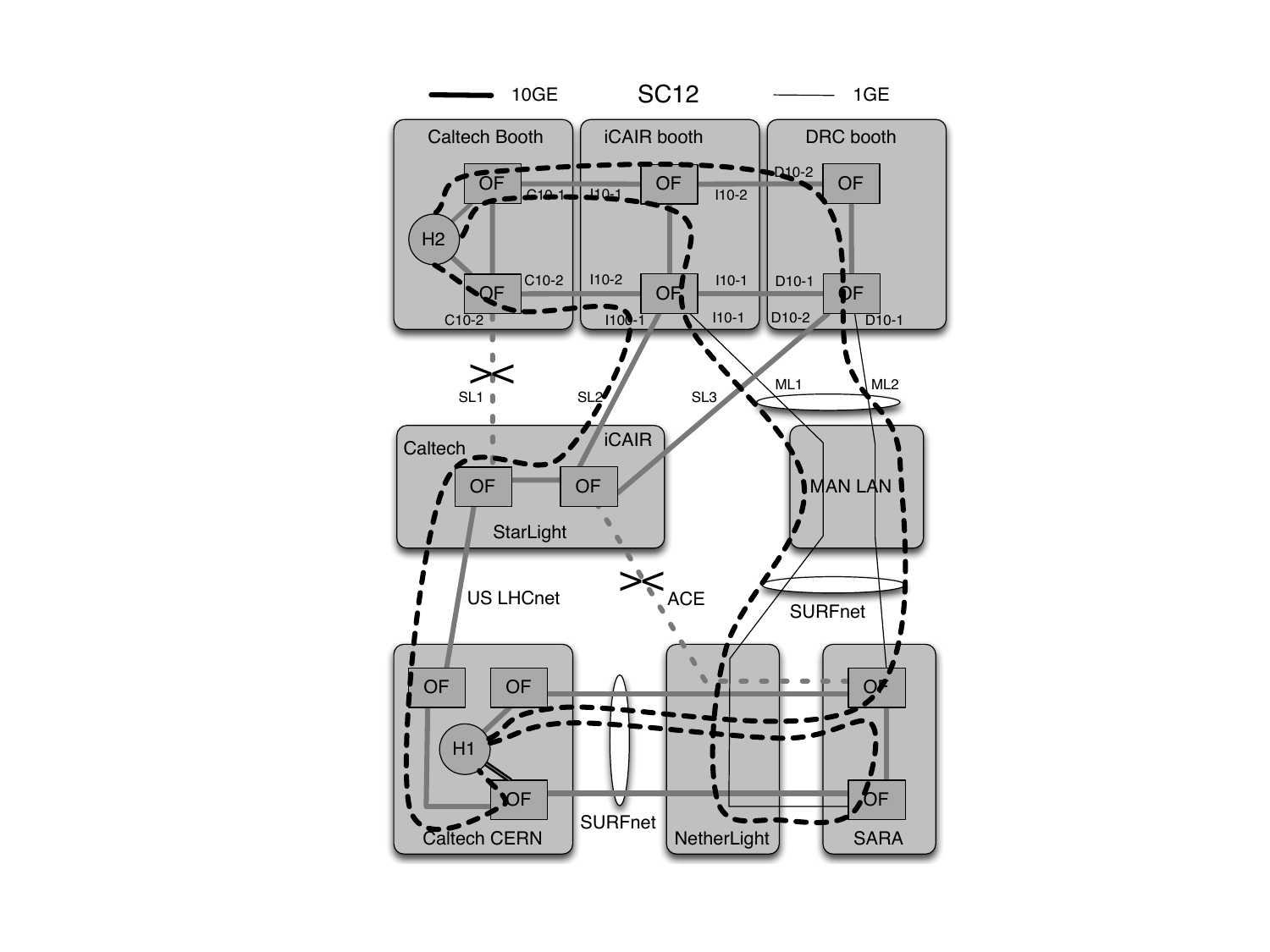10GE SC12 1GE

Caltech Booth

iCAIR booth

DRC booth

OF

C10-1

I10-1

I10-2

D10-2

H2

C10-2

I10-2

I10-1

D10-1

C10-2

I100-1

I10-1

D10-2

D10-1

SL1

SL2

SL3

ML1

ML2

Caltech

iCAIR

MAN LAN

StarLight

US LHCnet

ACE

SURFnet

H1

SURFnet

Caltech CERN

NetherLight

SARA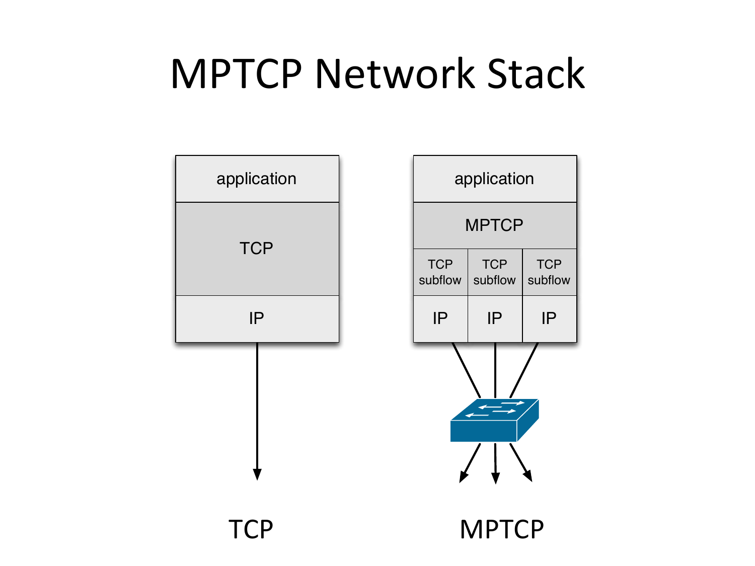# MPTCP Network Stack

| application |
| --- |
| TCP |
| IP |

TCP

| application | | |
| --- | --- | --- |
| MPTCP | | |
| TCP subflow | TCP subflow | TCP subflow |
| IP | IP | IP |

MPTCP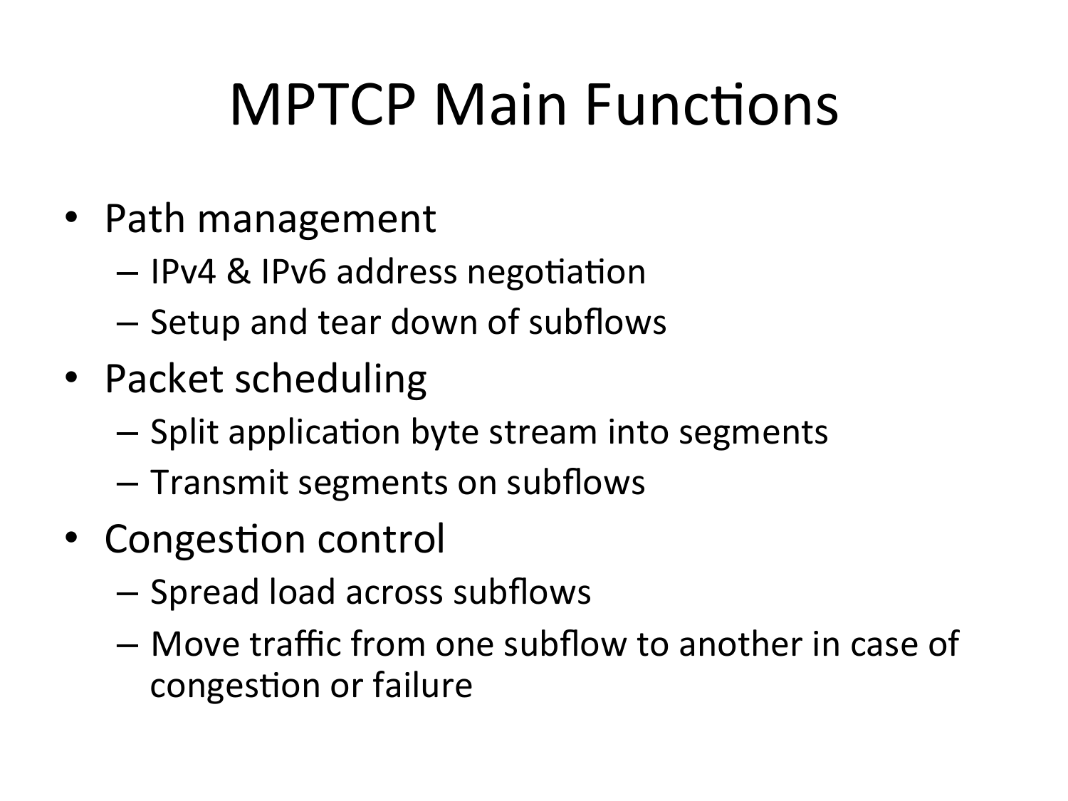# MPTCP Main Functions

- Path management
  - IPv4 & IPv6 address negotiation
  - Setup and tear down of subflows
- Packet scheduling
  - Split application byte stream into segments
  - Transmit segments on subflows
- Congestion control
  - Spread load across subflows
  - Move traffic from one subflow to another in case of congestion or failure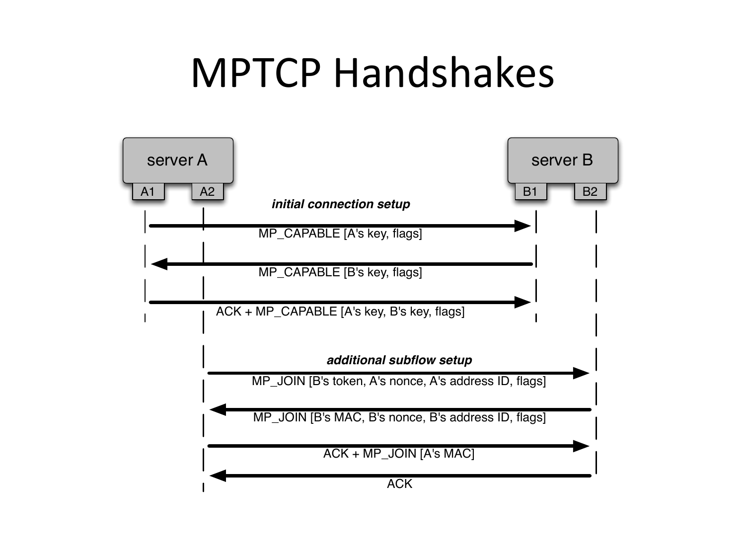# MPTCP Handshakes

server A

A1

A2

server B

B1

B2

*initial connection setup*

MP_CAPABLE [A's key, flags]

MP_CAPABLE [B's key, flags]

ACK + MP_CAPABLE [A's key, B's key, flags]

*additional subflow setup*

MP_JOIN [B's token, A's nonce, A's address ID, flags]

MP_JOIN [B's MAC, B's nonce, B's address ID, flags]

ACK + MP_JOIN [A's MAC]

ACK